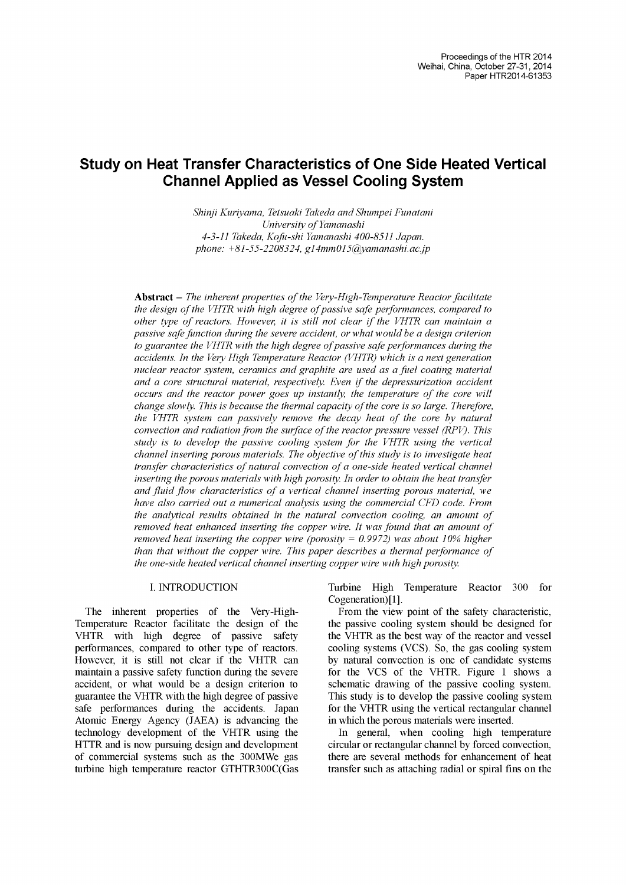# Study on Heat Transfer Characteristics of One Side Heated Vertical Channel Applied as Vessel Cooling System

*Shinji Kuriyama, Tetsuaki Takeda and Shumpei Funatani*
*University of Yamanashi*
*4-3-11 Takeda, Kofu-shi Yamanashi 400-8511 Japan.*
*phone: +81-55-2208324, g14mm015@yamanashi.ac.jp*

**Abstract –** *The inherent properties of the Very-High-Temperature Reactor facilitate the design of the VHTR with high degree of passive safe performances, compared to other type of reactors. However, it is still not clear if the VHTR can maintain a passive safe function during the severe accident, or what would be a design criterion to guarantee the VHTR with the high degree of passive safe performances during the accidents. In the Very High Temperature Reactor (VHTR) which is a next generation nuclear reactor system, ceramics and graphite are used as a fuel coating material and a core structural material, respectively. Even if the depressurization accident occurs and the reactor power goes up instantly, the temperature of the core will change slowly. This is because the thermal capacity of the core is so large. Therefore, the VHTR system can passively remove the decay heat of the core by natural convection and radiation from the surface of the reactor pressure vessel (RPV). This study is to develop the passive cooling system for the VHTR using the vertical channel inserting porous materials. The objective of this study is to investigate heat transfer characteristics of natural convection of a one-side heated vertical channel inserting the porous materials with high porosity. In order to obtain the heat transfer and fluid flow characteristics of a vertical channel inserting porous material, we have also carried out a numerical analysis using the commercial CFD code. From the analytical results obtained in the natural convection cooling, an amount of removed heat enhanced inserting the copper wire. It was found that an amount of removed heat inserting the copper wire (porosity = 0.9972) was about 10% higher than that without the copper wire. This paper describes a thermal performance of the one-side heated vertical channel inserting copper wire with high porosity.*

## I. INTRODUCTION

The inherent properties of the Very-High-Temperature Reactor facilitate the design of the VHTR with high degree of passive safety performances, compared to other type of reactors. However, it is still not clear if the VHTR can maintain a passive safety function during the severe accident, or what would be a design criterion to guarantee the VHTR with the high degree of passive safe performances during the accidents. Japan Atomic Energy Agency (JAEA) is advancing the technology development of the VHTR using the HTTR and is now pursuing design and development of commercial systems such as the 300MWe gas turbine high temperature reactor GTHTR300C(Gas Turbine High Temperature Reactor 300 for Cogeneration)[1].

From the view point of the safety characteristic, the passive cooling system should be designed for the VHTR as the best way of the reactor and vessel cooling systems (VCS). So, the gas cooling system by natural convection is one of candidate systems for the VCS of the VHTR. Figure 1 shows a schematic drawing of the passive cooling system. This study is to develop the passive cooling system for the VHTR using the vertical rectangular channel in which the porous materials were inserted.

In general, when cooling high temperature circular or rectangular channel by forced convection, there are several methods for enhancement of heat transfer such as attaching radial or spiral fins on the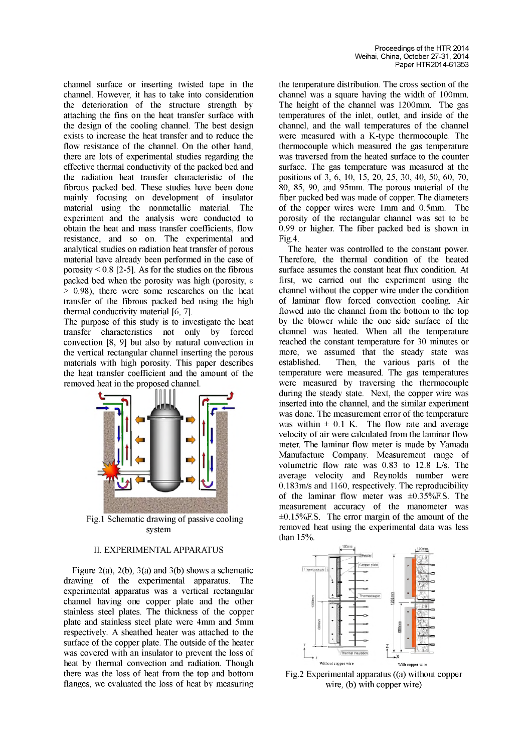channel surface or inserting twisted tape in the channel. However, it has to take into consideration the deterioration of the structure strength by attaching the fins on the heat transfer surface with the design of the cooling channel. The best design exists to increase the heat transfer and to reduce the flow resistance of the channel. On the other hand, there are lots of experimental studies regarding the effective thermal conductivity of the packed bed and the radiation heat transfer characteristic of the fibrous packed bed. These studies have been done mainly focusing on development of insulator material using the nonmetallic material. The experiment and the analysis were conducted to obtain the heat and mass transfer coefficients, flow resistance, and so on. The experimental and analytical studies on radiation heat transfer of porous material have already been performed in the case of porosity < 0.8 [2-5]. As for the studies on the fibrous packed bed when the porosity was high (porosity, $\varepsilon$ > 0.98), there were some researches on the heat transfer of the fibrous packed bed using the high thermal conductivity material [6, 7].

The purpose of this study is to investigate the heat transfer characteristics not only by forced convection [8, 9] but also by natural convection in the vertical rectangular channel inserting the porous materials with high porosity. This paper describes the heat transfer coefficient and the amount of the removed heat in the proposed channel.

Fig.1 Schematic drawing of passive cooling system

## II. EXPERIMENTAL APPARATUS

Figure 2(a), 2(b), 3(a) and 3(b) shows a schematic drawing of the experimental apparatus. The experimental apparatus was a vertical rectangular channel having one copper plate and the other stainless steel plates. The thickness of the copper plate and stainless steel plate were 4mm and 5mm respectively. A sheathed heater was attached to the surface of the copper plate. The outside of the heater was covered with an insulator to prevent the loss of heat by thermal convection and radiation. Though there was the loss of heat from the top and bottom flanges, we evaluated the loss of heat by measuring the temperature distribution. The cross section of the channel was a square having the width of 100mm. The height of the channel was 1200mm. The gas temperatures of the inlet, outlet, and inside of the channel, and the wall temperatures of the channel were measured with a K-type thermocouple. The thermocouple which measured the gas temperature was traversed from the heated surface to the counter surface. The gas temperature was measured at the positions of 3, 6, 10, 15, 20, 25, 30, 40, 50, 60, 70, 80, 85, 90, and 95mm. The porous material of the fiber packed bed was made of copper. The diameters of the copper wires were 1mm and 0.5mm. The porosity of the rectangular channel was set to be 0.99 or higher. The fiber packed bed is shown in Fig.4.

The heater was controlled to the constant power. Therefore, the thermal condition of the heated surface assumes the constant heat flux condition. At first, we carried out the experiment using the channel without the copper wire under the condition of laminar flow forced convection cooling. Air flowed into the channel from the bottom to the top by the blower while the one side surface of the channel was heated. When all the temperature reached the constant temperature for 30 minutes or more, we assumed that the steady state was established. Then, the various parts of the temperature were measured. The gas temperatures were measured by traversing the thermocouple during the steady state. Next, the copper wire was inserted into the channel, and the similar experiment was done. The measurement error of the temperature was within ± 0.1 K. The flow rate and average velocity of air were calculated from the laminar flow meter. The laminar flow meter is made by Yamada Manufacture Company. Measurement range of volumetric flow rate was 0.83 to 12.8 L/s. The average velocity and Reynolds number were 0.183m/s and 1160, respectively. The reproducibility of the laminar flow meter was ±0.35%F.S. The measurement accuracy of the manometer was ±0.15%F.S. The error margin of the amount of the removed heat using the experimental data was less than 15%.

Fig.2 Experimental apparatus ((a) without copper wire, (b) with copper wire)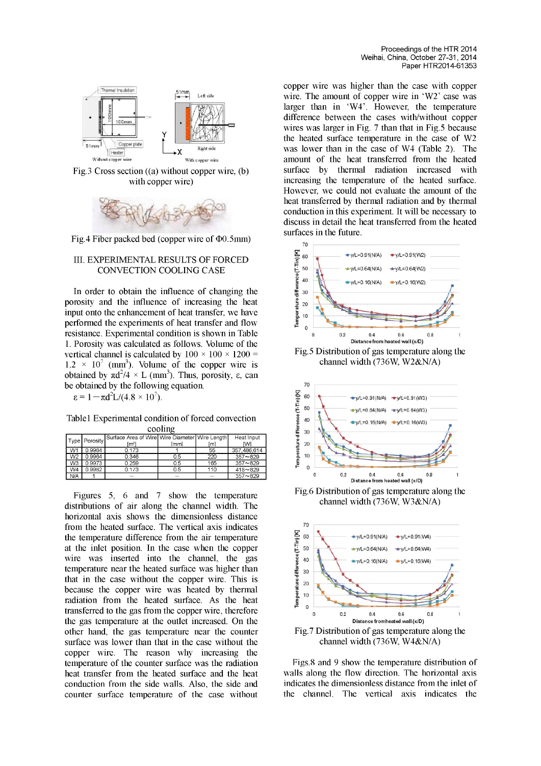Fig.3 Cross section ((a) without copper wire, (b) with copper wire)

Fig.4 Fiber packed bed (copper wire of Φ0.5mm)

## III. EXPERIMENTAL RESULTS OF FORCED CONVECTION COOLING CASE

In order to obtain the influence of changing the porosity and the influence of increasing the heat input onto the enhancement of heat transfer, we have performed the experiments of heat transfer and flow resistance. Experimental condition is shown in Table 1. Porosity was calculated as follows. Volume of the vertical channel is calculated by $100 \times 100 \times 1200 = 1.2 \times 10^7$ (mm$^3$). Volume of the copper wire is obtained by $\pi d^2/4 \times L$ (mm$^3$). Thus, porosity, ε, can be obtained by the following equation.

$$\varepsilon = 1 - \pi d^2 L/(4.8 \times 10^7).$$

Table1 Experimental condition of forced convection cooling

| Type | Porosity | Surface Area of Wire [m²] | Wire Diameter [mm] | Wire Length [m] | Heat Input [W] |
|---|---|---|---|---|---|
| W1 | 0.9964 | 0.173 | 1 | 55 | 357,486,614 |
| W2 | 0.9964 | 0.346 | 0.5 | 220 | 357~829 |
| W3 | 0.9973 | 0.259 | 0.5 | 165 | 357~829 |
| W4 | 0.9982 | 0.173 | 0.5 | 110 | 418~829 |
| N/A | 1 | — | — | — | 357~829 |

Figures 5, 6 and 7 show the temperature distributions of air along the channel width. The horizontal axis shows the dimensionless distance from the heated surface. The vertical axis indicates the temperature difference from the air temperature at the inlet position. In the case when the copper wire was inserted into the channel, the gas temperature near the heated surface was higher than that in the case without the copper wire. This is because the copper wire was heated by thermal radiation from the heated surface. As the heat transferred to the gas from the copper wire, therefore the gas temperature at the outlet increased. On the other hand, the gas temperature near the counter surface was lower than that in the case without the copper wire. The reason why increasing the temperature of the counter surface was the radiation heat transfer from the heated surface and the heat conduction from the side walls. Also, the side and counter surface temperature of the case without copper wire was higher than the case with copper wire. The amount of copper wire in 'W2' case was larger than in 'W4'. However, the temperature difference between the cases with/without copper wires was larger in Fig. 7 than that in Fig.5 because the heated surface temperature in the case of W2 was lower than in the case of W4 (Table 2). The amount of the heat transferred from the heated surface by thermal radiation increased with increasing the temperature of the heated surface. However, we could not evaluate the amount of the heat transferred by thermal radiation and by thermal conduction in this experiment. It will be necessary to discuss in detail the heat transferred from the heated surfaces in the future.

Fig.5 Distribution of gas temperature along the channel width (736W, W2&N/A)

Fig.6 Distribution of gas temperature along the channel width (736W, W3&N/A)

Fig.7 Distribution of gas temperature along the channel width (736W, W4&N/A)

Figs.8 and 9 show the temperature distribution of walls along the flow direction. The horizontal axis indicates the dimensionless distance from the inlet of the channel. The vertical axis indicates the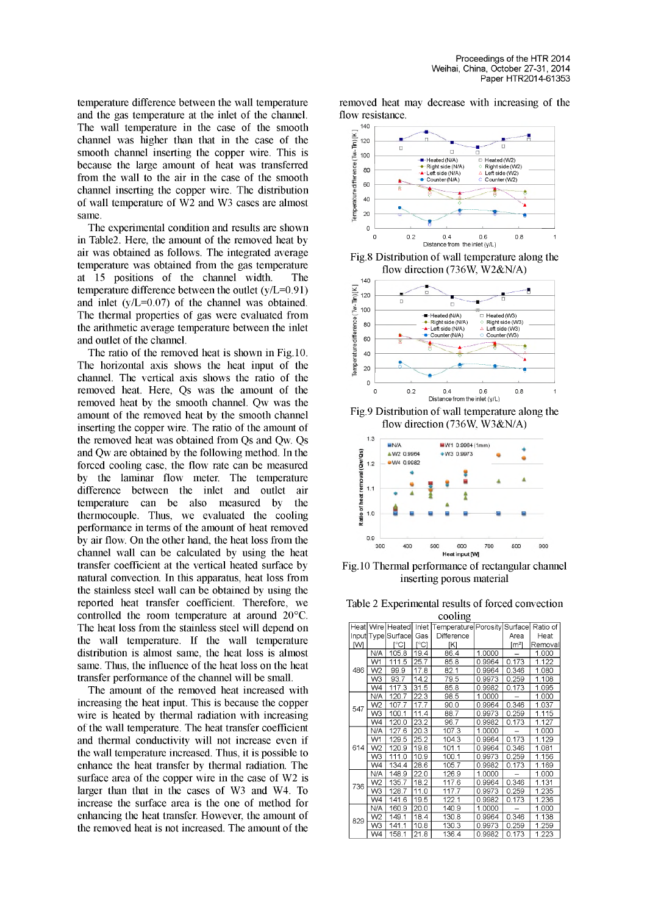temperature difference between the wall temperature and the gas temperature at the inlet of the channel. The wall temperature in the case of the smooth channel was higher than that in the case of the smooth channel inserting the copper wire. This is because the large amount of heat was transferred from the wall to the air in the case of the smooth channel inserting the copper wire. The distribution of wall temperature of W2 and W3 cases are almost same.

The experimental condition and results are shown in Table2. Here, the amount of the removed heat by air was obtained as follows. The integrated average temperature was obtained from the gas temperature at 15 positions of the channel width. The temperature difference between the outlet (y/L=0.91) and inlet (y/L=0.07) of the channel was obtained. The thermal properties of gas were evaluated from the arithmetic average temperature between the inlet and outlet of the channel.

The ratio of the removed heat is shown in Fig.10. The horizontal axis shows the heat input of the channel. The vertical axis shows the ratio of the removed heat. Here, Qs was the amount of the removed heat by the smooth channel. Qw was the amount of the removed heat by the smooth channel inserting the copper wire. The ratio of the amount of the removed heat was obtained from Qs and Qw. Qs and Qw are obtained by the following method. In the forced cooling case, the flow rate can be measured by the laminar flow meter. The temperature difference between the inlet and outlet air temperature can be also measured by the thermocouple. Thus, we evaluated the cooling performance in terms of the amount of heat removed by air flow. On the other hand, the heat loss from the channel wall can be calculated by using the heat transfer coefficient at the vertical heated surface by natural convection. In this apparatus, heat loss from the stainless steel wall can be obtained by using the reported heat transfer coefficient. Therefore, we controlled the room temperature at around 20°C. The heat loss from the stainless steel will depend on the wall temperature. If the wall temperature distribution is almost same, the heat loss is almost same. Thus, the influence of the heat loss on the heat transfer performance of the channel will be small.

The amount of the removed heat increased with increasing the heat input. This is because the copper wire is heated by thermal radiation with increasing of the wall temperature. The heat transfer coefficient and thermal conductivity will not increase even if the wall temperature increased. Thus, it is possible to enhance the heat transfer by thermal radiation. The surface area of the copper wire in the case of W2 is larger than that in the cases of W3 and W4. To increase the surface area is the one of method for enhancing the heat transfer. However, the amount of the removed heat is not increased. The amount of the removed heat may decrease with increasing of the flow resistance.

Fig.8 Distribution of wall temperature along the flow direction (736W, W2&N/A)

Fig.9 Distribution of wall temperature along the flow direction (736W, W3&N/A)

Fig.10 Thermal performance of rectangular channel inserting porous material

Table 2 Experimental results of forced convection cooling

| Heat Input [W] | Wire Type | Heated Surface [°C] | Inlet Gas [°C] | Temperature Difference [K] | Porosity | Surface Area [m²] | Ratio of Heat Removal |
|---|---|---|---|---|---|---|---|
| 486 | N/A | 105.8 | 19.4 | 86.4 | 1.0000 | – | 1.000 |
| | W1 | 111.5 | 25.7 | 85.8 | 0.9964 | 0.173 | 1.122 |
| | W2 | 99.9 | 17.8 | 82.1 | 0.9964 | 0.346 | 1.080 |
| | W3 | 93.7 | 14.2 | 79.5 | 0.9973 | 0.259 | 1.108 |
| | W4 | 117.3 | 31.5 | 85.8 | 0.9982 | 0.173 | 1.095 |
| 547 | N/A | 120.7 | 22.3 | 98.5 | 1.0000 | – | 1.000 |
| | W2 | 107.7 | 17.7 | 90.0 | 0.9964 | 0.346 | 1.037 |
| | W3 | 100.1 | 11.4 | 88.7 | 0.9973 | 0.259 | 1.115 |
| | W4 | 120.0 | 23.2 | 96.7 | 0.9982 | 0.173 | 1.127 |
| 614 | N/A | 127.6 | 20.3 | 107.3 | 1.0000 | – | 1.000 |
| | W1 | 129.5 | 25.2 | 104.3 | 0.9964 | 0.173 | 1.129 |
| | W2 | 120.9 | 19.8 | 101.1 | 0.9964 | 0.346 | 1.081 |
| | W3 | 111.0 | 10.9 | 100.1 | 0.9973 | 0.259 | 1.156 |
| | W4 | 134.4 | 28.6 | 105.7 | 0.9982 | 0.173 | 1.169 |
| 736 | N/A | 148.9 | 22.0 | 126.9 | 1.0000 | – | 1.000 |
| | W2 | 135.7 | 18.2 | 117.6 | 0.9964 | 0.346 | 1.131 |
| | W3 | 128.7 | 11.0 | 117.7 | 0.9973 | 0.259 | 1.235 |
| | W4 | 141.6 | 19.5 | 122.1 | 0.9982 | 0.173 | 1.236 |
| 829 | N/A | 160.9 | 20.0 | 140.9 | 1.0000 | – | 1.000 |
| | W2 | 149.1 | 18.4 | 130.8 | 0.9964 | 0.346 | 1.138 |
| | W3 | 141.1 | 10.8 | 130.3 | 0.9973 | 0.259 | 1.259 |
| | W4 | 158.1 | 21.8 | 136.4 | 0.9982 | 0.173 | 1.223 |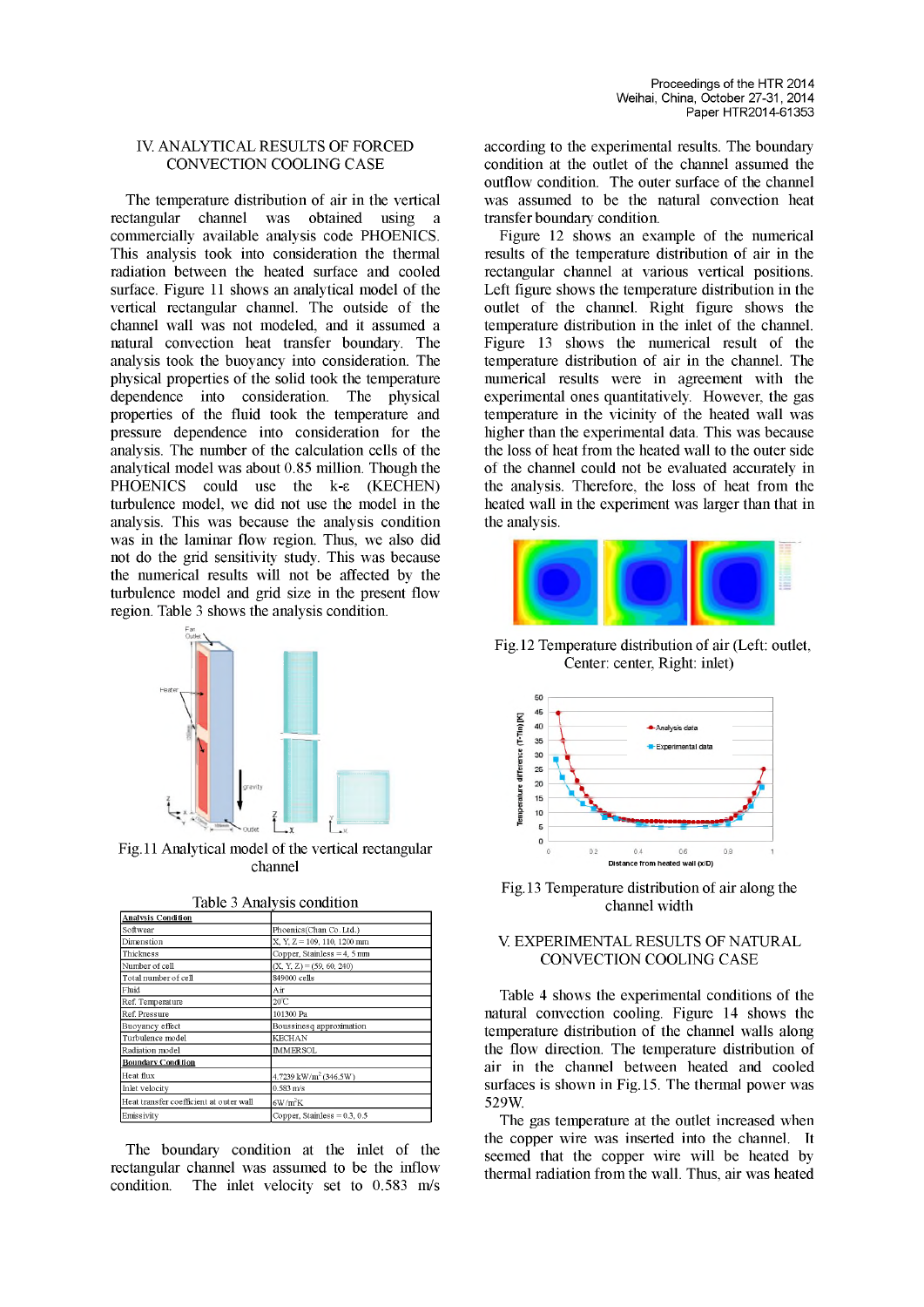## IV. ANALYTICAL RESULTS OF FORCED CONVECTION COOLING CASE

The temperature distribution of air in the vertical rectangular channel was obtained using a commercially available analysis code PHOENICS. This analysis took into consideration the thermal radiation between the heated surface and cooled surface. Figure 11 shows an analytical model of the vertical rectangular channel. The outside of the channel wall was not modeled, and it assumed a natural convection heat transfer boundary. The analysis took the buoyancy into consideration. The physical properties of the solid took the temperature dependence into consideration. The physical properties of the fluid took the temperature and pressure dependence into consideration for the analysis. The number of the calculation cells of the analytical model was about 0.85 million. Though the PHOENICS could use the k-ε (KECHEN) turbulence model, we did not use the model in the analysis. This was because the analysis condition was in the laminar flow region. Thus, we also did not do the grid sensitivity study. This was because the numerical results will not be affected by the turbulence model and grid size in the present flow region. Table 3 shows the analysis condition.

Fig.11 Analytical model of the vertical rectangular channel

Table 3 Analysis condition

| **Analysis Condition** | |
|---|---|
| Software | Phoenics(Chan Co.,Ltd.) |
| Dimension | X, Y, Z = 109, 110, 1200 mm |
| Thickness | Copper, Stainless = 4, 5 mm |
| Number of cell | (X, Y, Z) = (59, 60, 240) |
| Total number of cell | 849000 cells |
| Fluid | Air |
| Ref. Temperature | 20℃ |
| Ref. Pressure | 101300 Pa |
| Buoyancy effect | Boussinesq approximation |
| Turbulence model | KECHAN |
| Radiation model | IMMERSOL |
| **Boundary Condition** | |
| Heat flux | 4.7239 kW/m$^2$ (346.5W) |
| Inlet velocity | 0.583 m/s |
| Heat transfer coefficient at outer wall | 6W/m$^2$K |
| Emissivity | Copper, Stainless = 0.3, 0.5 |

The boundary condition at the inlet of the rectangular channel was assumed to be the inflow condition. The inlet velocity set to 0.583 m/s according to the experimental results. The boundary condition at the outlet of the channel assumed the outflow condition. The outer surface of the channel was assumed to be the natural convection heat transfer boundary condition.

Figure 12 shows an example of the numerical results of the temperature distribution of air in the rectangular channel at various vertical positions. Left figure shows the temperature distribution in the outlet of the channel. Right figure shows the temperature distribution in the inlet of the channel. Figure 13 shows the numerical result of the temperature distribution of air in the channel. The numerical results were in agreement with the experimental ones quantitatively. However, the gas temperature in the vicinity of the heated wall was higher than the experimental data. This was because the loss of heat from the heated wall to the outer side of the channel could not be evaluated accurately in the analysis. Therefore, the loss of heat from the heated wall in the experiment was larger than that in the analysis.

Fig.12 Temperature distribution of air (Left: outlet, Center: center, Right: inlet)

Fig.13 Temperature distribution of air along the channel width

## V. EXPERIMENTAL RESULTS OF NATURAL CONVECTION COOLING CASE

Table 4 shows the experimental conditions of the natural convection cooling. Figure 14 shows the temperature distribution of the channel walls along the flow direction. The temperature distribution of air in the channel between heated and cooled surfaces is shown in Fig.15. The thermal power was 529W.

The gas temperature at the outlet increased when the copper wire was inserted into the channel. It seemed that the copper wire will be heated by thermal radiation from the wall. Thus, air was heated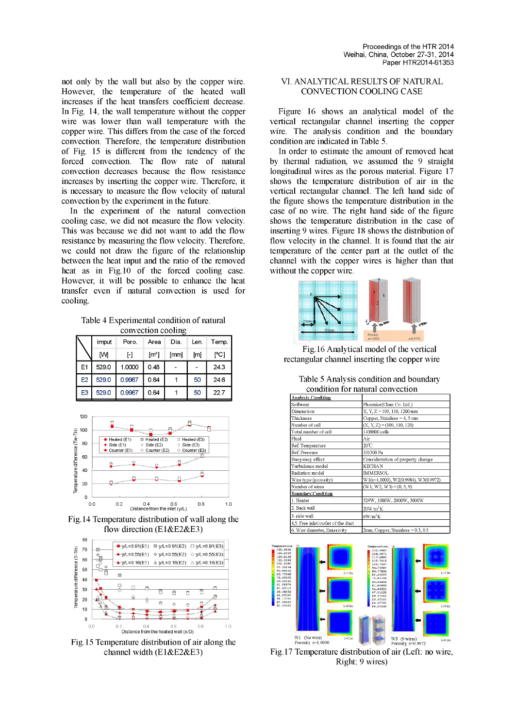not only by the wall but also by the copper wire. However, the temperature of the heated wall increases if the heat transfers coefficient decrease. In Fig. 14, the wall temperature without the copper wire was lower than wall temperature with the copper wire. This differs from the case of the forced convection. Therefore, the temperature distribution of Fig. 15 is different from the tendency of the forced convection. The flow rate of natural convection decreases because the flow resistance increases by inserting the copper wire. Therefore, it is necessary to measure the flow velocity of natural convection by the experiment in the future.

In the experiment of the natural convection cooling case, we did not measure the flow velocity. This was because we did not want to add the flow resistance by measuring the flow velocity. Therefore, we could not draw the figure of the relationship between the heat input and the ratio of the removed heat as in Fig.10 of the forced cooling case. However, it will be possible to enhance the heat transfer even if natural convection is used for cooling.

Table 4 Experimental condition of natural convection cooling

| | imput | Poro. | Area | Dia. | Len. | Temp. |
|---|---|---|---|---|---|---|
| | [W] | [-] | [m²] | [mm] | [m] | [°C] |
| E1 | 529.0 | 1.0000 | 0.48 | - | - | 24.3 |
| E2 | 529.0 | 0.9967 | 0.64 | 1 | 50 | 24.6 |
| E3 | 529.0 | 0.9967 | 0.64 | 1 | 50 | 22.7 |

Fig. 14 Temperature distribution of wall along the flow direction (E1&E2&E3)

Fig. 15 Temperature distribution of air along the channel width (E1&E2&E3)

## VI. ANALYTICAL RESULTS OF NATURAL CONVECTION COOLING CASE

Figure 16 shows an analytical model of the vertical rectangular channel inserting the copper wire. The analysis condition and the boundary condition are indicated in Table 5.

In order to estimate the amount of removed heat by thermal radiation, we assumed the 9 straight longitudinal wires as the porous material. Figure 17 shows the temperature distribution of air in the vertical rectangular channel. The left hand side of the figure shows the temperature distribution in the case of no wire. The right hand side of the figure shows the temperature distribution in the case of inserting 9 wires. Figure 18 shows the distribution of flow velocity in the channel. It is found that the air temperature of the center part at the outlet of the channel with the copper wires is higher than that without the copper wire.

Fig.16 Analytical model of the vertical rectangular channel inserting the copper wire

Table 5 Analysis condition and boundary condition for natural convection

| **Analysis Condition** | |
|---|---|
| Software | Phoenics(Chan Co. Ltd.) |
| Dimension | X, Y, Z = 109, 110, 1200 mm |
| Thickness | Copper, Stainless = 4, 5 mm |
| Number of cell | (X, Y, Z) = (109, 110, 120) |
| Total number of cell | 1438800 cells |
| Fluid | Air |
| Ref. Temperature | 20°C |
| Ref. Pressure | 101300 Pa |
| Buoyancy effect | Consideration of property change |
| Turbulence model | KECHAN |
| Radiation model | IMMERSOL |
| Wire type (porosity) | W1(ε=1.0000), W2(0.9984), W3(0.9972) |
| Number of wires | (W1, W2, W3) = (0, 5, 9) |
| **Boundary Condition** | |
| 1. Heater | 529W, 1000W, 2000W, 3000W |
| 2. Back wall | 20W/m²K |
| 3. side wall | 6W/m²K |
| 4,5. Free inlet/outlet of the duct | |
| 6. Wire diameter, Emissivity | 2mm, Copper, Stainless = 0.3, 0.5 |

Fig.17 Temperature distribution of air (Left: no wire, Right: 9 wires)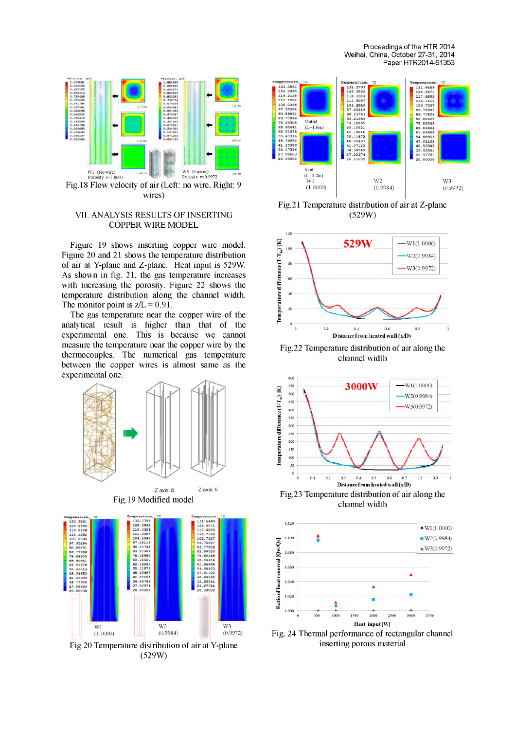Fig.18 Flow velocity of air (Left: no wire, Right: 9 wires)

## VII. ANALYSIS RESULTS OF INSERTING COPPER WIRE MODEL

Figure 19 shows inserting copper wire model. Figure 20 and 21 shows the temperature distribution of air at Y-plane and Z-plane. Heat input is 529W. As shown in fig. 21, the gas temperature increases with increasing the porosity. Figure 22 shows the temperature distribution along the channel width. The monitor point is z/L = 0.91.

The gas temperature near the copper wire of the analytical result is higher than that of the experimental one. This is because we cannot measure the temperature near the copper wire by the thermocouples. The numerical gas temperature between the copper wires is almost same as the experimental one.

Fig.19 Modified model

Fig.20 Temperature distribution of air at Y-plane (529W)

Fig.21 Temperature distribution of air at Z-plane (529W)

Fig.22 Temperature distribution of air along the channel width

Fig.23 Temperature distribution of air along the channel width

Fig. 24 Thermal performance of rectangular channel inserting porous material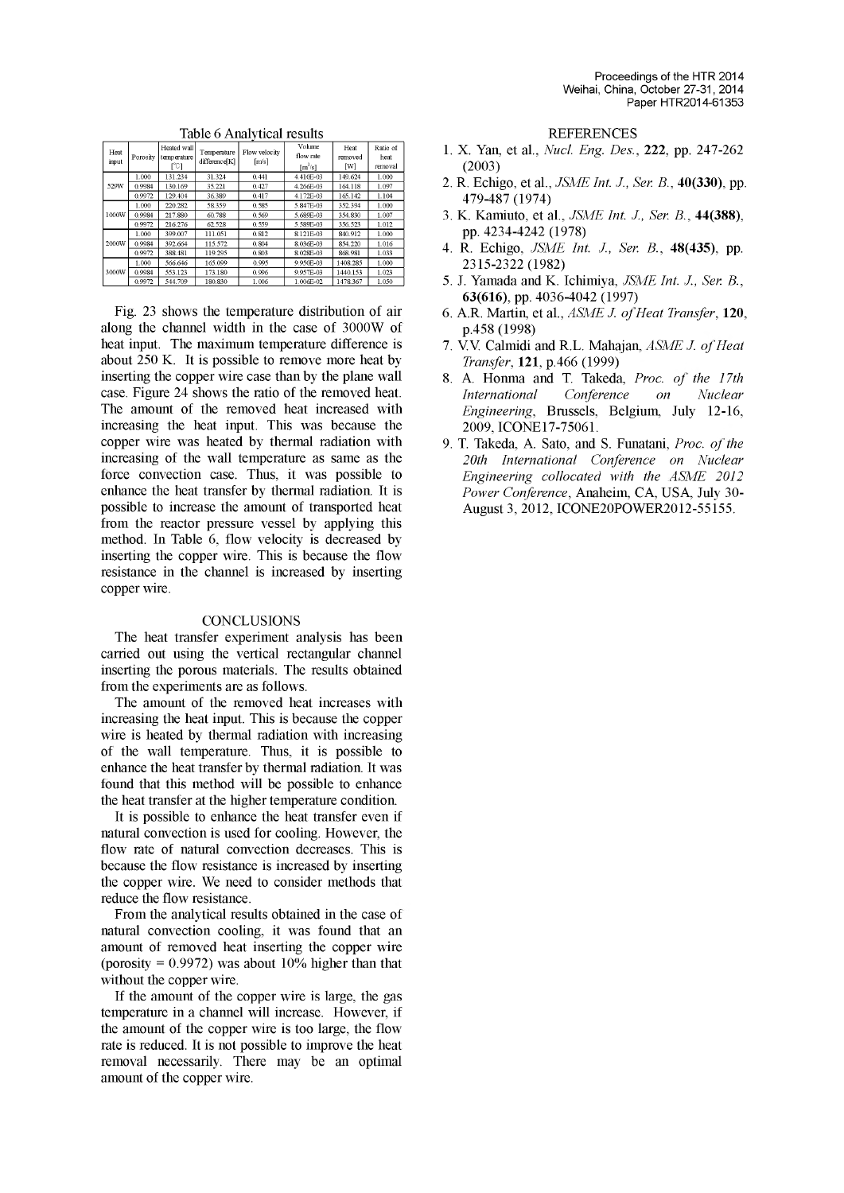Table 6 Analytical results

| Heat input | Porosity | Heated wall temperature [°C] | Temperature difference[K] | Flow velocity [m/s] | Volume flow rate [$m^3/s$] | Heat removed [W] | Ratio of heat removal |
|---|---|---|---|---|---|---|---|
| 529W | 1.000 | 131.234 | 31.324 | 0.441 | 4.410E-03 | 149.624 | 1.000 |
| | 0.9984 | 130.169 | 35.221 | 0.427 | 4.266E-03 | 164.118 | 1.097 |
| | 0.9972 | 129.404 | 36.389 | 0.417 | 4.172E-03 | 165.142 | 1.104 |
| 1000W | 1.000 | 220.282 | 58.359 | 0.585 | 5.847E-03 | 352.394 | 1.000 |
| | 0.9984 | 217.880 | 60.788 | 0.569 | 5.689E-03 | 354.830 | 1.007 |
| | 0.9972 | 216.276 | 62.528 | 0.559 | 5.589E-03 | 356.523 | 1.012 |
| 2000W | 1.000 | 399.007 | 111.051 | 0.812 | 8.121E-03 | 840.912 | 1.000 |
| | 0.9984 | 392.664 | 115.572 | 0.804 | 8.036E-03 | 854.220 | 1.016 |
| | 0.9972 | 388.481 | 119.295 | 0.803 | 8.028E-03 | 868.981 | 1.033 |
| 3000W | 1.000 | 566.646 | 165.099 | 0.995 | 9.950E-03 | 1408.285 | 1.000 |
| | 0.9984 | 553.123 | 173.180 | 0.996 | 9.957E-03 | 1440.153 | 1.023 |
| | 0.9972 | 544.709 | 180.830 | 1.006 | 1.006E-02 | 1478.367 | 1.050 |

Fig. 23 shows the temperature distribution of air along the channel width in the case of 3000W of heat input. The maximum temperature difference is about 250 K. It is possible to remove more heat by inserting the copper wire case than by the plane wall case. Figure 24 shows the ratio of the removed heat. The amount of the removed heat increased with increasing the heat input. This was because the copper wire was heated by thermal radiation with increasing of the wall temperature as same as the force convection case. Thus, it was possible to enhance the heat transfer by thermal radiation. It is possible to increase the amount of transported heat from the reactor pressure vessel by applying this method. In Table 6, flow velocity is decreased by inserting the copper wire. This is because the flow resistance in the channel is increased by inserting copper wire.

## CONCLUSIONS

The heat transfer experiment analysis has been carried out using the vertical rectangular channel inserting the porous materials. The results obtained from the experiments are as follows.

The amount of the removed heat increases with increasing the heat input. This is because the copper wire is heated by thermal radiation with increasing of the wall temperature. Thus, it is possible to enhance the heat transfer by thermal radiation. It was found that this method will be possible to enhance the heat transfer at the higher temperature condition.

It is possible to enhance the heat transfer even if natural convection is used for cooling. However, the flow rate of natural convection decreases. This is because the flow resistance is increased by inserting the copper wire. We need to consider methods that reduce the flow resistance.

From the analytical results obtained in the case of natural convection cooling, it was found that an amount of removed heat inserting the copper wire (porosity = 0.9972) was about 10% higher than that without the copper wire.

If the amount of the copper wire is large, the gas temperature in a channel will increase. However, if the amount of the copper wire is too large, the flow rate is reduced. It is not possible to improve the heat removal necessarily. There may be an optimal amount of the copper wire.

## REFERENCES

1. X. Yan, et al., *Nucl. Eng. Des.*, **222**, pp. 247-262 (2003)
2. R. Echigo, et al., *JSME Int. J., Ser. B.*, **40(330)**, pp. 479-487 (1974)
3. K. Kamiuto, et al., *JSME Int. J., Ser. B.*, **44(388)**, pp. 4234-4242 (1978)
4. R. Echigo, *JSME Int. J., Ser. B.*, **48(435)**, pp. 2315-2322 (1982)
5. J. Yamada and K. Ichimiya, *JSME Int. J., Ser. B.*, **63(616)**, pp. 4036-4042 (1997)
6. A.R. Martin, et al., *ASME J. of Heat Transfer*, **120**, p.458 (1998)
7. V.V. Calmidi and R.L. Mahajan, *ASME J. of Heat Transfer*, **121**, p.466 (1999)
8. A. Honma and T. Takeda, *Proc. of the 17th International Conference on Nuclear Engineering*, Brussels, Belgium, July 12-16, 2009, ICONE17-75061.
9. T. Takeda, A. Sato, and S. Funatani, *Proc. of the 20th International Conference on Nuclear Engineering collocated with the ASME 2012 Power Conference*, Anaheim, CA, USA, July 30-August 3, 2012, ICONE20POWER2012-55155.